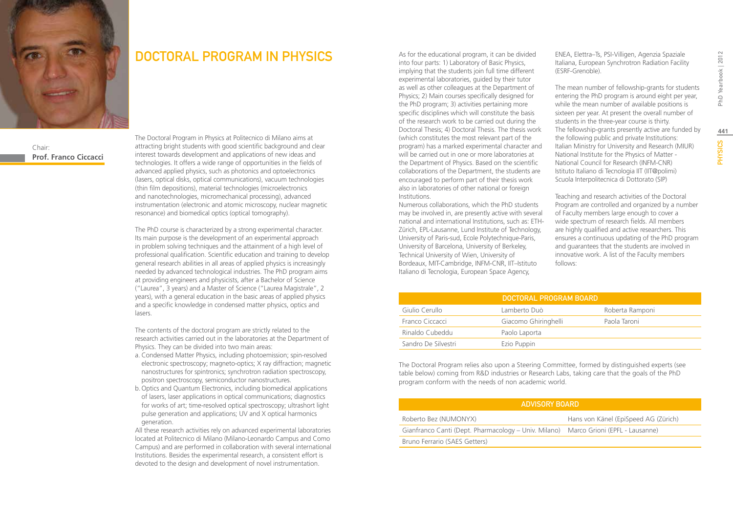# DOCTORAL PROGRAM IN PHYSICS

Chair:
**Prof. Franco Ciccacci**

The Doctoral Program in Physics at Politecnico di Milano aims at attracting bright students with good scientific background and clear interest towards development and applications of new ideas and technologies. It offers a wide range of opportunities in the fields of advanced applied physics, such as photonics and optoelectronics (lasers, optical disks, optical communications), vacuum technologies (thin film depositions), material technologies (microelectronics and nanotechnologies, micromechanical processing), advanced instrumentation (electronic and atomic microscopy, nuclear magnetic resonance) and biomedical optics (optical tomography).

The PhD course is characterized by a strong experimental character. Its main purpose is the development of an experimental approach in problem solving techniques and the attainment of a high level of professional qualification. Scientific education and training to develop general research abilities in all areas of applied physics is increasingly needed by advanced technological industries. The PhD program aims at providing engineers and physicists, after a Bachelor of Science ("Laurea", 3 years) and a Master of Science ("Laurea Magistrale", 2 years), with a general education in the basic areas of applied physics and a specific knowledge in condensed matter physics, optics and lasers.

The contents of the doctoral program are strictly related to the research activities carried out in the laboratories at the Department of Physics. They can be divided into two main areas:

a. Condensed Matter Physics, including photoemission; spin-resolved electronic spectroscopy; magneto-optics; X ray diffraction; magnetic nanostructures for spintronics; synchrotron radiation spectroscopy, positron spectroscopy, semiconductor nanostructures.
b. Optics and Quantum Electronics, including biomedical applications of lasers, laser applications in optical communications; diagnostics for works of art; time-resolved optical spectroscopy; ultrashort light pulse generation and applications; UV and X optical harmonics generation.

All these research activities rely on advanced experimental laboratories located at Politecnico di Milano (Milano-Leonardo Campus and Como Campus) and are performed in collaboration with several international Institutions. Besides the experimental research, a consistent effort is devoted to the design and development of novel instrumentation.

As for the educational program, it can be divided into four parts: 1) Laboratory of Basic Physics, implying that the students join full time different experimental laboratories, guided by their tutor as well as other colleagues at the Department of Physics; 2) Main courses specifically designed for the PhD program; 3) activities pertaining more specific disciplines which will constitute the basis of the research work to be carried out during the Doctoral Thesis; 4) Doctoral Thesis. The thesis work (which constitutes the most relevant part of the program) has a marked experimental character and will be carried out in one or more laboratories at the Department of Physics. Based on the scientific collaborations of the Department, the students are encouraged to perform part of their thesis work also in laboratories of other national or foreign Institutions.

Numerous collaborations, which the PhD students may be involved in, are presently active with several national and international Institutions, such as: ETH-Zürich, EPL-Lausanne, Lund Institute of Technology, University of Paris-sud, Ecole Polytechnique-Paris, University of Barcelona, University of Berkeley, Technical University of Wien, University of Bordeaux, MIT-Cambridge, INFM-CNR, IIT–Istituto Italiano di Tecnologia, European Space Agency, ENEA, Elettra–Ts, PSI-Villigen, Agenzia Spaziale Italiana, European Synchrotron Radiation Facility (ESRF-Grenoble).

The mean number of fellowship-grants for students entering the PhD program is around eight per year, while the mean number of available positions is sixteen per year. At present the overall number of students in the three-year course is thirty.
The fellowship-grants presently active are funded by the following public and private Institutions:
Italian Ministry for University and Research (MIUR)
National Institute for the Physics of Matter - National Council for Research (INFM-CNR)
Istituto Italiano di Tecnologia IIT (IIT@polimi)
Scuola Interpolitecnica di Dottorato (SIP)

Teaching and research activities of the Doctoral Program are controlled and organized by a number of Faculty members large enough to cover a wide spectrum of research fields. All members are highly qualified and active researchers. This ensures a continuous updating of the PhD program and guarantees that the students are involved in innovative work. A list of the Faculty members follows:

| DOCTORAL PROGRAM BOARD | | |
|---|---|---|
| Giulio Cerullo | Lamberto Duò | Roberta Ramponi |
| Franco Ciccacci | Giacomo Ghiringhelli | Paola Taroni |
| Rinaldo Cubeddu | Paolo Laporta | |
| Sandro De Silvestri | Ezio Puppin | |

The Doctoral Program relies also upon a Steering Committee, formed by distinguished experts (see table below) coming from R&D industries or Research Labs, taking care that the goals of the PhD program conform with the needs of non academic world.

| ADVISORY BOARD | |
|---|---|
| Roberto Bez (NUMONYX) | Hans von Känel (EpiSpeed AG (Zürich) |
| Gianfranco Canti (Dept. Pharmacology – Univ. Milano) | Marco Grioni (EPFL - Lausanne) |
| Bruno Ferrario (SAES Getters) | |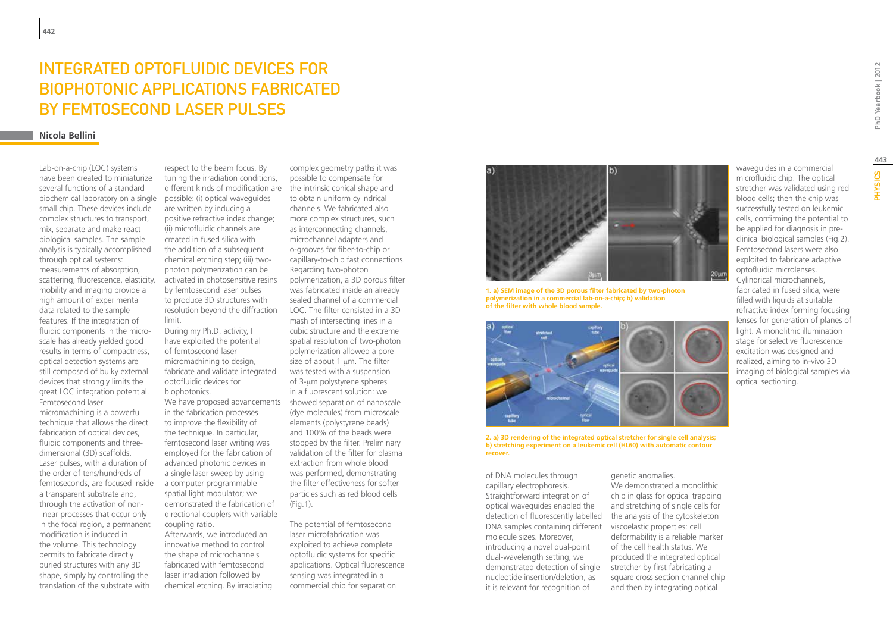# Integrated Optofluidic Devices for Biophotonic Applications Fabricated by Femtosecond Laser Pulses

**Nicola Bellini**

Lab-on-a-chip (LOC) systems have been created to miniaturize several functions of a standard biochemical laboratory on a single small chip. These devices include complex structures to transport, mix, separate and make react biological samples. The sample analysis is typically accomplished through optical systems: measurements of absorption, scattering, fluorescence, elasticity, mobility and imaging provide a high amount of experimental data related to the sample features. If the integration of fluidic components in the micro-scale has already yielded good results in terms of compactness, optical detection systems are still composed of bulky external devices that strongly limits the great LOC integration potential. Femtosecond laser micromachining is a powerful technique that allows the direct fabrication of optical devices, fluidic components and three-dimensional (3D) scaffolds. Laser pulses, with a duration of the order of tens/hundreds of femtoseconds, are focused inside a transparent substrate and, through the activation of non-linear processes that occur only in the focal region, a permanent modification is induced in the volume. This technology permits to fabricate directly buried structures with any 3D shape, simply by controlling the translation of the substrate with respect to the beam focus. By tuning the irradiation conditions, different kinds of modification are possible: (i) optical waveguides are written by inducing a positive refractive index change; (ii) microfluidic channels are created in fused silica with the addition of a subsequent chemical etching step; (iii) two-photon polymerization can be activated in photosensitive resins by femtosecond laser pulses to produce 3D structures with resolution beyond the diffraction limit.

During my Ph.D. activity, I have exploited the potential of femtosecond laser micromachining to design, fabricate and validate integrated optofluidic devices for biophotonics.

We have proposed advancements in the fabrication processes to improve the flexibility of the technique. In particular, femtosecond laser writing was employed for the fabrication of advanced photonic devices in a single laser sweep by using a computer programmable spatial light modulator; we demonstrated the fabrication of directional couplers with variable coupling ratio.

Afterwards, we introduced an innovative method to control the shape of microchannels fabricated with femtosecond laser irradiation followed by chemical etching. By irradiating complex geometry paths it was possible to compensate for the intrinsic conical shape and to obtain uniform cylindrical channels. We fabricated also more complex structures, such as interconnecting channels, microchannel adapters and o-grooves for fiber-to-chip or capillary-to-chip fast connections. Regarding two-photon polymerization, a 3D porous filter was fabricated inside an already sealed channel of a commercial LOC. The filter consisted in a 3D mash of intersecting lines in a cubic structure and the extreme spatial resolution of two-photon polymerization allowed a pore size of about 1 μm. The filter was tested with a suspension of 3-μm polystyrene spheres in a fluorescent solution: we showed separation of nanoscale (dye molecules) from microscale elements (polystyrene beads) and 100% of the beads were stopped by the filter. Preliminary validation of the filter for plasma extraction from whole blood was performed, demonstrating the filter effectiveness for softer particles such as red blood cells (Fig.1).

The potential of femtosecond laser microfabrication was exploited to achieve complete optofluidic systems for specific applications. Optical fluorescence sensing was integrated in a commercial chip for separation of DNA molecules through capillary electrophoresis. Straightforward integration of optical waveguides enabled the detection of fluorescently labelled DNA samples containing different molecule sizes. Moreover, introducing a novel dual-point dual-wavelength setting, we demonstrated detection of single nucleotide insertion/deletion, as it is relevant for recognition of genetic anomalies.

We demonstrated a monolithic chip in glass for optical trapping and stretching of single cells for the analysis of the cytoskeleton viscoelastic properties: cell deformability is a reliable marker of the cell health status. We produced the integrated optical stretcher by first fabricating a square cross section channel chip and then by integrating optical waveguides in a commercial microfluidic chip. The optical stretcher was validated using red blood cells; then the chip was successfully tested on leukemic cells, confirming the potential to be applied for diagnosis in pre-clinical biological samples (Fig.2). Femtosecond lasers were also exploited to fabricate adaptive optofluidic microlenses. Cylindrical microchannels, fabricated in fused silica, were filled with liquids at suitable refractive index forming focusing lenses for generation of planes of light. A monolithic illumination stage for selective fluorescence excitation was designed and realized, aiming to in-vivo 3D imaging of biological samples via optical sectioning.

**1. a) SEM image of the 3D porous filter fabricated by two-photon polymerization in a commercial lab-on-a-chip; b) validation of the filter with whole blood sample.**

**2. a) 3D rendering of the integrated optical stretcher for single cell analysis; b) stretching experiment on a leukemic cell (HL60) with automatic contour recover.**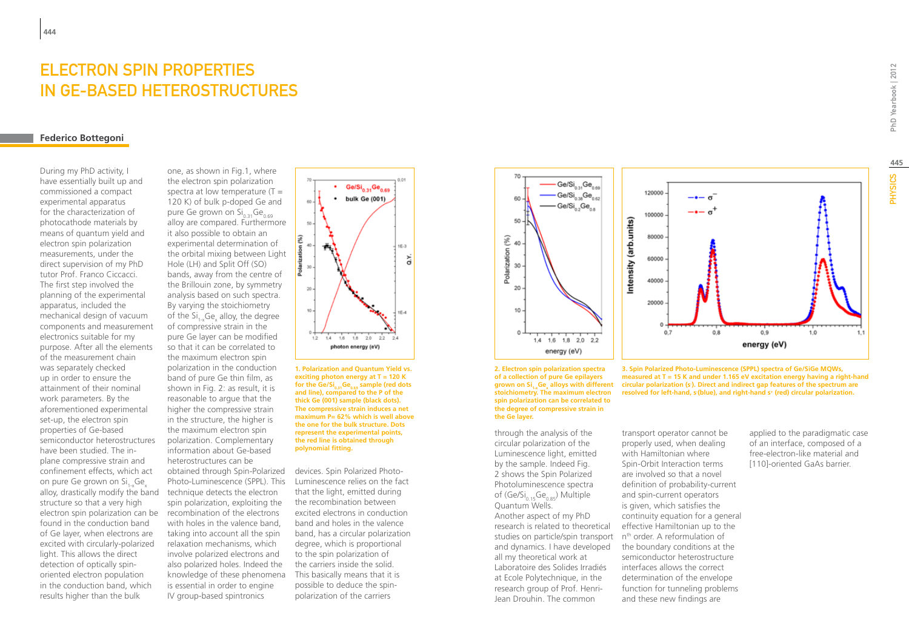# ELECTRON SPIN PROPERTIES IN GE-BASED HETEROSTRUCTURES

**Federico Bottegoni**

During my PhD activity, I have essentially built up and commissioned a compact experimental apparatus for the characterization of photocathode materials by means of quantum yield and electron spin polarization measurements, under the direct supervision of my PhD tutor Prof. Franco Ciccacci. The first step involved the planning of the experimental apparatus, included the mechanical design of vacuum components and measurement electronics suitable for my purpose. After all the elements of the measurement chain was separately checked up in order to ensure the attainment of their nominal work parameters. By the aforementioned experimental set-up, the electron spin properties of Ge-based semiconductor heterostructures have been studied. The in-plane compressive strain and confinement effects, which act on pure Ge grown on $Si_{1-x}Ge_x$ alloy, drastically modify the band structure so that a very high electron spin polarization can be found in the conduction band of Ge layer, when electrons are excited with circularly-polarized light. This allows the direct detection of optically spin-oriented electron population in the conduction band, which results higher than the bulk one, as shown in Fig.1, where the electron spin polarization spectra at low temperature (T = 120 K) of bulk p-doped Ge and pure Ge grown on $Si_{0.31}Ge_{0.69}$ alloy are compared. Furthermore it is also possible to obtain an experimental determination of the orbital mixing between Light Hole (LH) and Split Off (SO) bands, away from the centre of the Brillouin zone, by symmetry analysis based on such spectra. By varying the stoichiometry of the $Si_{1-x}Ge_x$ alloy, the degree of compressive strain in the pure Ge layer can be modified so that it can be correlated to the maximum electron spin polarization in the conduction band of Ge layer, as shown in Fig. 2: as result, it is reasonable to argue that the higher the compressive strain in the structure, the higher is the maximum electron spin polarization. Complementary information about Ge-based heterostructures can be obtained through Spin-Polarized Photo-Luminescence (SPPL). This technique detects the electron spin polarization, exploiting the recombination of the electrons with holes in the valence band, taking into account all the spin relaxation mechanisms, which involve polarized electrons and also polarized holes. Indeed the knowledge of these phenomena is essential in order to engine IV group-based spintronics devices. Spin Polarized Photo-Luminescence relies on the fact that the light, emitted during the recombination between excited electrons in conduction band and holes in the valence band, has a circular polarization degree, which is proportional to the spin polarization of the carriers inside the solid. This basically means that it is possible to deduce the spin-polarization of the carriers through the analysis of the circular polarization of the Luminescence light, emitted by the sample. Indeed Fig. 2 shows the Spin Polarized Photoluminescence spectra of ($Ge/Si_{0.15}Ge_{0.85}$) Multiple Quantum Wells.

Another aspect of my PhD research is related to theoretical studies on particle/spin transport and dynamics. I have developed all my theoretical work at Laboratoire des Solides Irradiés at Ecole Polytechnique, in the research group of Prof. Henri-Jean Drouhin. The common transport operator cannot be properly used, when dealing with Hamiltonian where Spin-Orbit Interaction terms are involved so that a novel definition of probability-current and spin-current operators is given, which satisfies the continuity equation for a general effective Hamiltonian up to the n[th] order. A reformulation of the boundary conditions at the semiconductor heterostructure interfaces allows the correct determination of the envelope function for tunneling problems and these new findings are applied to the paradigmatic case of an interface, composed of a free-electron-like material and [110]-oriented GaAs barrier.

**1. Polarization and Quantum Yield vs. exciting photon energy at T = 120 K for the $Ge/Si_{0.31}Ge_{0.69}$ sample (red dots and line), compared to the P of the thick Ge (001) sample (black dots). The compressive strain induces a net maximum P= 62% which is well above the one for the bulk structure. Dots represent the experimental points, the red line is obtained through polynomial fitting.**

**2. Electron spin polarization spectra of a collection of pure Ge epilayers grown on $Si_{1-x}Ge_x$ alloys with different stoichiometry. The maximum electron spin polarization can be correlated to the degree of compressive strain in the Ge layer.**

**3. Spin Polarized Photo-Luminescence (SPPL) spectra of Ge/SiGe MQWs, measured at T = 15 K and under 1.165 eV excitation energy having a right-hand circular polarization ($s^-$). Direct and indirect gap features of the spectrum are resolved for left-hand, $s^-$(blue), and right-hand $s^+$ (red) circular polarization.**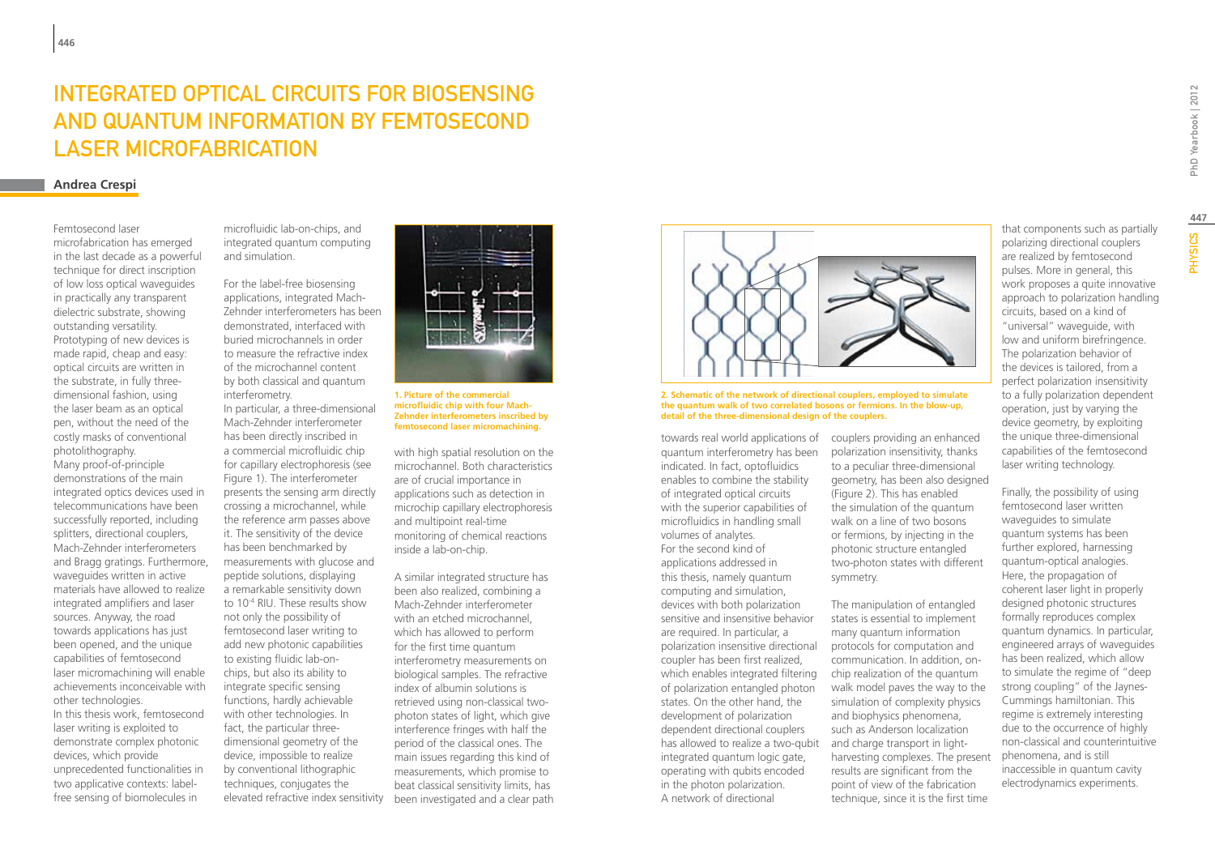# Integrated Optical Circuits for Biosensing and Quantum Information by Femtosecond Laser Microfabrication

**Andrea Crespi**

Femtosecond laser microfabrication has emerged in the last decade as a powerful technique for direct inscription of low loss optical waveguides in practically any transparent dielectric substrate, showing outstanding versatility. Prototyping of new devices is made rapid, cheap and easy: optical circuits are written in the substrate, in fully three-dimensional fashion, using the laser beam as an optical pen, without the need of the costly masks of conventional photolithography.
Many proof-of-principle demonstrations of the main integrated optics devices used in telecommunications have been successfully reported, including splitters, directional couplers, Mach-Zehnder interferometers and Bragg gratings. Furthermore, waveguides written in active materials have allowed to realize integrated amplifiers and laser sources. Anyway, the road towards applications has just been opened, and the unique capabilities of femtosecond laser micromachining will enable achievements inconceivable with other technologies.
In this thesis work, femtosecond laser writing is exploited to demonstrate complex photonic devices, which provide unprecedented functionalities in two applicative contexts: label-free sensing of biomolecules in microfluidic lab-on-chips, and integrated quantum computing and simulation.

For the label-free biosensing applications, integrated Mach-Zehnder interferometers has been demonstrated, interfaced with buried microchannels in order to measure the refractive index of the microchannel content by both classical and quantum interferometry.
In particular, a three-dimensional Mach-Zehnder interferometer has been directly inscribed in a commercial microfluidic chip for capillary electrophoresis (see Figure 1). The interferometer presents the sensing arm directly crossing a microchannel, while the reference arm passes above it. The sensitivity of the device has been benchmarked by measurements with glucose and peptide solutions, displaying a remarkable sensitivity down to $10^{-4}$ RIU. These results show not only the possibility of femtosecond laser writing to add new photonic capabilities to existing fluidic lab-on-chips, but also its ability to integrate specific sensing functions, hardly achievable with other technologies. In fact, the particular three-dimensional geometry of the device, impossible to realize by conventional lithographic techniques, conjugates the elevated refractive index sensitivity with high spatial resolution on the microchannel. Both characteristics are of crucial importance in applications such as detection in microchip capillary electrophoresis and multipoint real-time monitoring of chemical reactions inside a lab-on-chip.

**1. Picture of the commercial microfluidic chip with four Mach-Zehnder interferometers inscribed by femtosecond laser micromachining.**

A similar integrated structure has been also realized, combining a Mach-Zehnder interferometer with an etched microchannel, which has allowed to perform for the first time quantum interferometry measurements on biological samples. The refractive index of albumin solutions is retrieved using non-classical two-photon states of light, which give interference fringes with half the period of the classical ones. The main issues regarding this kind of measurements, which promise to beat classical sensitivity limits, has been investigated and a clear path towards real world applications of quantum interferometry has been indicated. In fact, optofluidics enables to combine the stability of integrated optical circuits with the superior capabilities of microfluidics in handling small volumes of analytes.
For the second kind of applications addressed in this thesis, namely quantum computing and simulation, devices with both polarization sensitive and insensitive behavior are required. In particular, a polarization insensitive directional coupler has been first realized, which enables integrated filtering of polarization entangled photon states. On the other hand, the development of polarization dependent directional couplers has allowed to realize a two-qubit integrated quantum logic gate, operating with qubits encoded in the photon polarization.
A network of directional couplers providing an enhanced polarization insensitivity, thanks to a peculiar three-dimensional geometry, has been also designed (Figure 2). This has enabled the simulation of the quantum walk on a line of two bosons or fermions, by injecting in the photonic structure entangled two-photon states with different symmetry.

**2. Schematic of the network of directional couplers, employed to simulate the quantum walk of two correlated bosons or fermions. In the blow-up, detail of the three-dimensional design of the couplers.**

The manipulation of entangled states is essential to implement many quantum information protocols for computation and communication. In addition, on-chip realization of the quantum walk model paves the way to the simulation of complexity physics and biophysics phenomena, such as Anderson localization and charge transport in light-harvesting complexes. The present results are significant from the point of view of the fabrication technique, since it is the first time that components such as partially polarizing directional couplers are realized by femtosecond pulses. More in general, this work proposes a quite innovative approach to polarization handling circuits, based on a kind of "universal" waveguide, with low and uniform birefringence. The polarization behavior of the devices is tailored, from a perfect polarization insensitivity to a fully polarization dependent operation, just by varying the device geometry, by exploiting the unique three-dimensional capabilities of the femtosecond laser writing technology.

Finally, the possibility of using femtosecond laser written waveguides to simulate quantum systems has been further explored, harnessing quantum-optical analogies. Here, the propagation of coherent laser light in properly designed photonic structures formally reproduces complex quantum dynamics. In particular, engineered arrays of waveguides has been realized, which allow to simulate the regime of "deep strong coupling" of the Jaynes-Cummings hamiltonian. This regime is extremely interesting due to the occurrence of highly non-classical and counterintuitive phenomena, and is still inaccessible in quantum cavity electrodynamics experiments.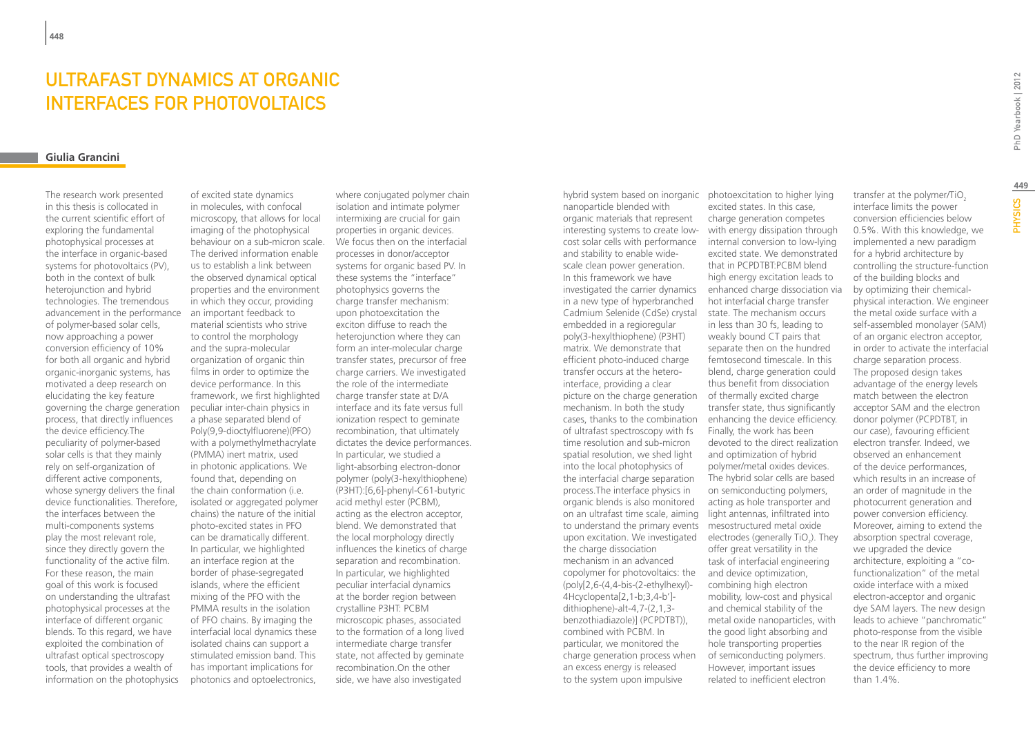# Ultrafast Dynamics at Organic Interfaces for Photovoltaics

**Giulia Grancini**

The research work presented in this thesis is collocated in the current scientific effort of exploring the fundamental photophysical processes at the interface in organic-based systems for photovoltaics (PV), both in the context of bulk heterojunction and hybrid technologies. The tremendous advancement in the performance of polymer-based solar cells, now approaching a power conversion efficiency of 10% for both all organic and hybrid organic-inorganic systems, has motivated a deep research on elucidating the key feature governing the charge generation process, that directly influences the device efficiency.The peculiarity of polymer-based solar cells is that they mainly rely on self-organization of different active components, whose synergy delivers the final device functionalities. Therefore, the interfaces between the multi-components systems play the most relevant role, since they directly govern the functionality of the active film. For these reason, the main goal of this work is focused on understanding the ultrafast photophysical processes at the interface of different organic blends. To this regard, we have exploited the combination of ultrafast optical spectroscopy tools, that provides a wealth of information on the photophysics of excited state dynamics in molecules, with confocal microscopy, that allows for local imaging of the photophysical behaviour on a sub-micron scale. The derived information enable us to establish a link between the observed dynamical optical properties and the environment in which they occur, providing an important feedback to material scientists who strive to control the morphology and the supra-molecular organization of organic thin films in order to optimize the device performance. In this framework, we first highlighted peculiar inter-chain physics in a phase separated blend of Poly(9,9-dioctylfluorene)(PFO) with a polymethylmethacrylate (PMMA) inert matrix, used in photonic applications. We found that, depending on the chain conformation (i.e. isolated or aggregated polymer chains) the nature of the initial photo-excited states in PFO can be dramatically different. In particular, we highlighted an interface region at the border of phase-segregated islands, where the efficient mixing of the PFO with the PMMA results in the isolation of PFO chains. By imaging the interfacial local dynamics these isolated chains can support a stimulated emission band. This has important implications for photonics and optoelectronics, where conjugated polymer chain isolation and intimate polymer intermixing are crucial for gain properties in organic devices. We focus then on the interfacial processes in donor/acceptor systems for organic based PV. In these systems the "interface" photophysics governs the charge transfer mechanism: upon photoexcitation the exciton diffuse to reach the heterojunction where they can form an inter-molecular charge transfer states, precursor of free charge carriers. We investigated the role of the intermediate charge transfer state at D/A interface and its fate versus full ionization respect to geminate recombination, that ultimately dictates the device performances. In particular, we studied a light-absorbing electron-donor polymer (poly(3-hexylthiophene) (P3HT):[6,6]-phenyl-C61-butyric acid methyl ester (PCBM), acting as the electron acceptor, blend. We demonstrated that the local morphology directly influences the kinetics of charge separation and recombination. In particular, we highlighted peculiar interfacial dynamics at the border region between crystalline P3HT: PCBM microscopic phases, associated to the formation of a long lived intermediate charge transfer state, not affected by geminate recombination.On the other side, we have also investigated hybrid system based on inorganic nanoparticle blended with organic materials that represent interesting systems to create low-cost solar cells with performance and stability to enable wide-scale clean power generation. In this framework we have investigated the carrier dynamics in a new type of hyperbranched Cadmium Selenide (CdSe) crystal embedded in a regioregular poly(3-hexylthiophene) (P3HT) matrix. We demonstrate that efficient photo-induced charge transfer occurs at the hetero-interface, providing a clear picture on the charge generation mechanism. In both the study cases, thanks to the combination of ultrafast spectroscopy with fs time resolution and sub-micron spatial resolution, we shed light into the local photophysics of the interfacial charge separation process.The interface physics in organic blends is also monitored on an ultrafast time scale, aiming to understand the primary events upon excitation. We investigated the charge dissociation mechanism in an advanced copolymer for photovoltaics: the (poly[2,6-(4,4-bis-(2-ethylhexyl)-4Hcyclopenta[2,1-b;3,4-b']-dithiophene)-alt-4,7-(2,1,3-benzothiadiazole)] (PCPDTBT)), combined with PCBM. In particular, we monitored the charge generation process when an excess energy is released to the system upon impulsive photoexcitation to higher lying excited states. In this case, charge generation competes with energy dissipation through internal conversion to low-lying excited state. We demonstrated that in PCPDTBT:PCBM blend high energy excitation leads to enhanced charge dissociation via hot interfacial charge transfer state. The mechanism occurs in less than 30 fs, leading to weakly bound CT pairs that separate then on the hundred femtosecond timescale. In this blend, charge generation could thus benefit from dissociation of thermally excited charge transfer state, thus significantly enhancing the device efficiency. Finally, the work has been devoted to the direct realization and optimization of hybrid polymer/metal oxides devices. The hybrid solar cells are based on semiconducting polymers, acting as hole transporter and light antennas, infiltrated into mesostructured metal oxide electrodes (generally $TiO_2$). They offer great versatility in the task of interfacial engineering and device optimization, combining high electron mobility, low-cost and physical and chemical stability of the metal oxide nanoparticles, with the good light absorbing and hole transporting properties of semiconducting polymers. However, important issues related to inefficient electron transfer at the polymer/$TiO_2$ interface limits the power conversion efficiencies below 0.5%. With this knowledge, we implemented a new paradigm for a hybrid architecture by controlling the structure-function of the building blocks and by optimizing their chemical-physical interaction. We engineer the metal oxide surface with a self-assembled monolayer (SAM) of an organic electron acceptor, in order to activate the interfacial charge separation process. The proposed design takes advantage of the energy levels match between the electron acceptor SAM and the electron donor polymer (PCPDTBT, in our case), favouring efficient electron transfer. Indeed, we observed an enhancement of the device performances, which results in an increase of an order of magnitude in the photocurrent generation and power conversion efficiency. Moreover, aiming to extend the absorption spectral coverage, we upgraded the device architecture, exploiting a "co-functionalization" of the metal oxide interface with a mixed electron-acceptor and organic dye SAM layers. The new design leads to achieve "panchromatic" photo-response from the visible to the near IR region of the spectrum, thus further improving the device efficiency to more than 1.4%.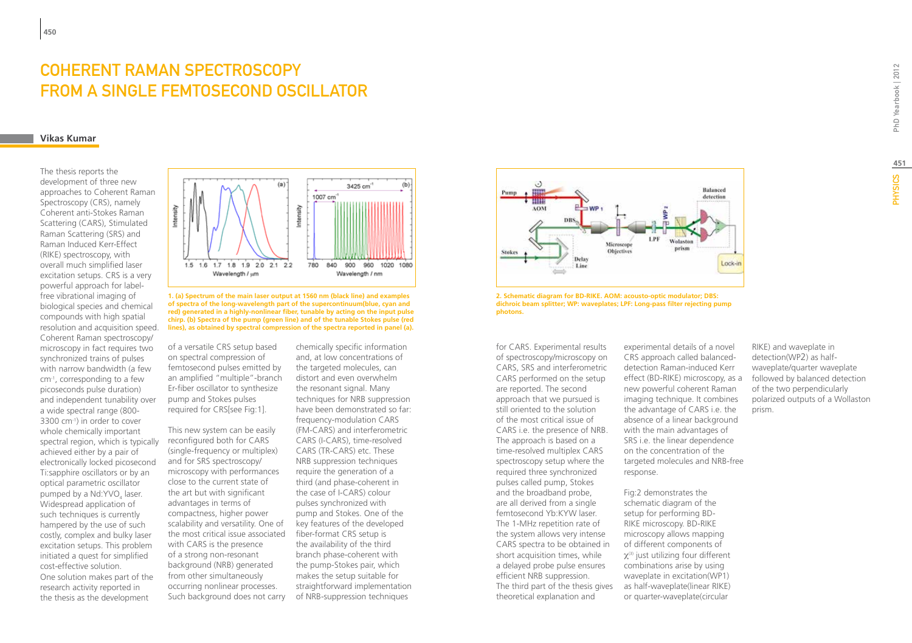# COHERENT RAMAN SPECTROSCOPY FROM A SINGLE FEMTOSECOND OSCILLATOR

**Vikas Kumar**

The thesis reports the development of three new approaches to Coherent Raman Spectroscopy (CRS), namely Coherent anti-Stokes Raman Scattering (CARS), Stimulated Raman Scattering (SRS) and Raman Induced Kerr-Effect (RIKE) spectroscopy, with overall much simplified laser excitation setups. CRS is a very powerful approach for label-free vibrational imaging of biological species and chemical compounds with high spatial resolution and acquisition speed. Coherent Raman spectroscopy/microscopy in fact requires two synchronized trains of pulses with narrow bandwidth (a few $cm^{-1}$, corresponding to a few picoseconds pulse duration) and independent tunability over a wide spectral range (800-3300 $cm^{-1}$) in order to cover whole chemically important spectral region, which is typically achieved either by a pair of electronically locked picosecond Ti:sapphire oscillators or by an optical parametric oscillator pumped by a $Nd:YVO_4$ laser. Widespread application of such techniques is currently hampered by the use of such costly, complex and bulky laser excitation setups. This problem initiated a quest for simplified cost-effective solution.

One solution makes part of the research activity reported in the thesis as the development of a versatile CRS setup based on spectral compression of femtosecond pulses emitted by an amplified "multiple"-branch Er-fiber oscillator to synthesize pump and Stokes pulses required for CRS[see Fig:1].

**1. (a) Spectrum of the main laser output at 1560 nm (black line) and examples of spectra of the long-wavelength part of the supercontinuum(blue, cyan and red) generated in a highly-nonlinear fiber, tunable by acting on the input pulse chirp. (b) Spectra of the pump (green line) and of the tunable Stokes pulse (red lines), as obtained by spectral compression of the spectra reported in panel (a).**

This new system can be easily reconfigured both for CARS (single-frequency or multiplex) and for SRS spectroscopy/microscopy with performances close to the current state of the art but with significant advantages in terms of compactness, higher power scalability and versatility. One of the most critical issue associated with CARS is the presence of a strong non-resonant background (NRB) generated from other simultaneously occurring nonlinear processes. Such background does not carry chemically specific information and, at low concentrations of the targeted molecules, can distort and even overwhelm the resonant signal. Many techniques for NRB suppression have been demonstrated so far: frequency-modulation CARS (FM-CARS) and interferometric CARS (I-CARS), time-resolved CARS (TR-CARS) etc. These NRB suppression techniques require the generation of a third (and phase-coherent in the case of I-CARS) colour pulses synchronized with pump and Stokes. One of the key features of the developed fiber-format CRS setup is the availability of the third branch phase-coherent with the pump-Stokes pair, which makes the setup suitable for straightforward implementation of NRB-suppression techniques for CARS. Experimental results of spectroscopy/microscopy on CARS, SRS and interferometric CARS performed on the setup are reported. The second approach that we pursued is still oriented to the solution of the most critical issue of CARS i.e. the presence of NRB. The approach is based on a time-resolved multiplex CARS spectroscopy setup where the required three synchronized pulses called pump, Stokes and the broadband probe, are all derived from a single femtosecond Yb:KYW laser. The 1-MHz repetition rate of the system allows very intense CARS spectra to be obtained in short acquisition times, while a delayed probe pulse ensures efficient NRB suppression. The third part of the thesis gives theoretical explanation and experimental details of a novel CRS approach called balanced-detection Raman-induced Kerr effect (BD-RIKE) microscopy, as a new powerful coherent Raman imaging technique. It combines the advantage of CARS i.e. the absence of a linear background with the main advantages of SRS i.e. the linear dependence on the concentration of the targeted molecules and NRB-free response.

**2. Schematic diagram for BD-RIKE. AOM: acousto-optic modulator; DBS: dichroic beam splitter; WP: waveplates; LPF: Long-pass filter rejecting pump photons.**

Fig:2 demonstrates the schematic diagram of the setup for performing BD-RIKE microscopy. BD-RIKE microscopy allows mapping of different components of $\chi^{(3)}$ just utilizing four different combinations arise by using waveplate in excitation(WP1) as half-waveplate(linear RIKE) or quarter-waveplate(circular RIKE) and waveplate in detection(WP2) as half-waveplate/quarter waveplate followed by balanced detection of the two perpendicularly polarized outputs of a Wollaston prism.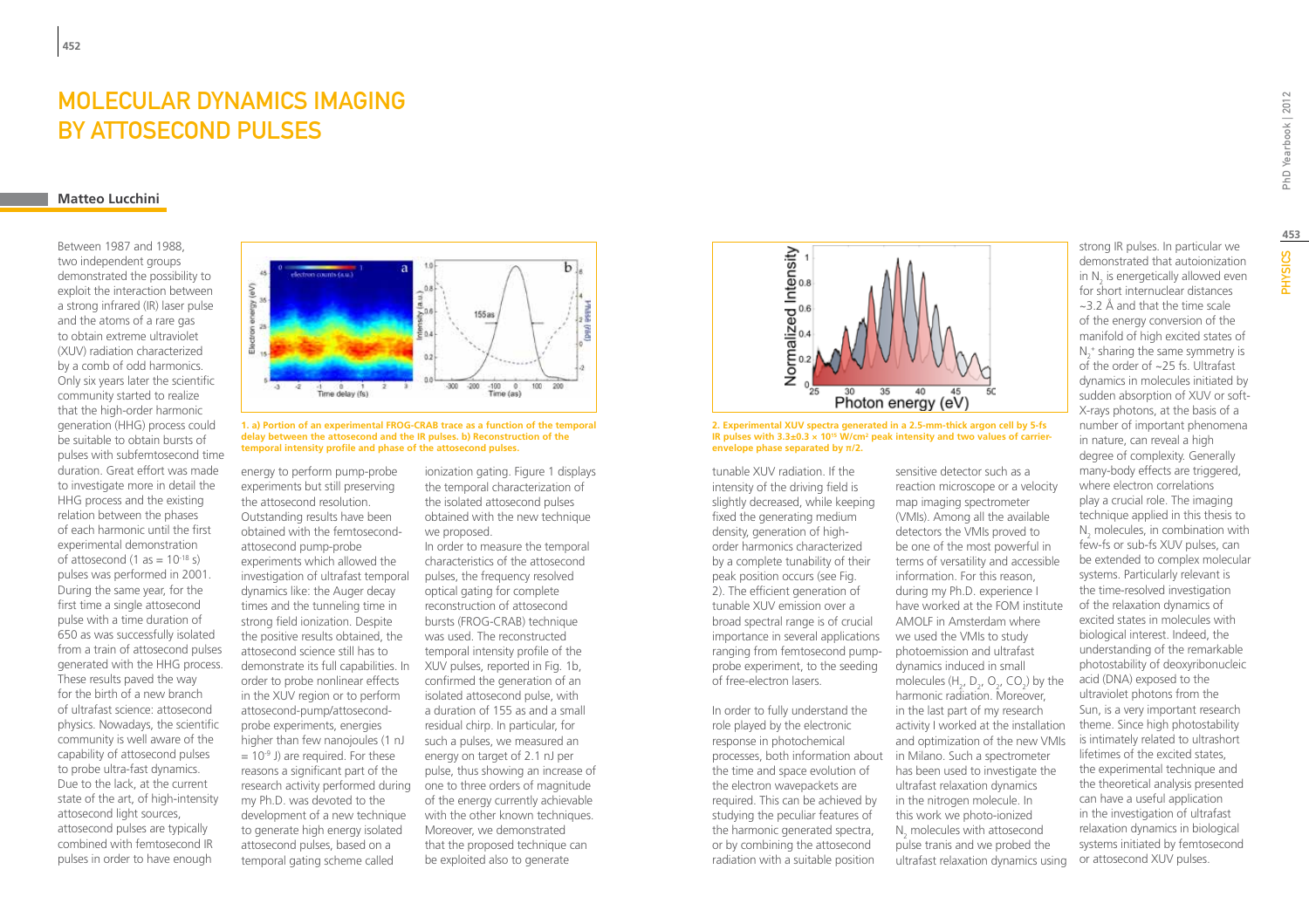# MOLECULAR DYNAMICS IMAGING BY ATTOSECOND PULSES

**Matteo Lucchini**

Between 1987 and 1988, two independent groups demonstrated the possibility to exploit the interaction between a strong infrared (IR) laser pulse and the atoms of a rare gas to obtain extreme ultraviolet (XUV) radiation characterized by a comb of odd harmonics. Only six years later the scientific community started to realize that the high-order harmonic generation (HHG) process could be suitable to obtain bursts of pulses with subfemtosecond time duration. Great effort was made to investigate more in detail the HHG process and the existing relation between the phases of each harmonic until the first experimental demonstration of attosecond (1 as = $10^{-18}$ s) pulses was performed in 2001. During the same year, for the first time a single attosecond pulse with a time duration of 650 as was successfully isolated from a train of attosecond pulses generated with the HHG process. These results paved the way for the birth of a new branch of ultrafast science: attosecond physics. Nowadays, the scientific community is well aware of the capability of attosecond pulses to probe ultra-fast dynamics. Due to the lack, at the current state of the art, of high-intensity attosecond light sources, attosecond pulses are typically combined with femtosecond IR pulses in order to have enough energy to perform pump-probe experiments but still preserving the attosecond resolution. Outstanding results have been obtained with the femtosecond-attosecond pump-probe experiments which allowed the investigation of ultrafast temporal dynamics like: the Auger decay times and the tunneling time in strong field ionization. Despite the positive results obtained, the attosecond science still has to demonstrate its full capabilities. In order to probe nonlinear effects in the XUV region or to perform attosecond-pump/attosecond-probe experiments, energies higher than few nanojoules (1 nJ = $10^{-9}$ J) are required. For these reasons a significant part of the research activity performed during my Ph.D. was devoted to the development of a new technique to generate high energy isolated attosecond pulses, based on a temporal gating scheme called ionization gating. Figure 1 displays the temporal characterization of the isolated attosecond pulses obtained with the new technique we proposed.

In order to measure the temporal characteristics of the attosecond pulses, the frequency resolved optical gating for complete reconstruction of attosecond bursts (FROG-CRAB) technique was used. The reconstructed temporal intensity profile of the XUV pulses, reported in Fig. 1b, confirmed the generation of an isolated attosecond pulse, with a duration of 155 as and a small residual chirp. In particular, for such a pulses, we measured an energy on target of 2.1 nJ per pulse, thus showing an increase of one to three orders of magnitude of the energy currently achievable with the other known techniques. Moreover, we demonstrated that the proposed technique can be exploited also to generate tunable XUV radiation. If the intensity of the driving field is slightly decreased, while keeping fixed the generating medium density, generation of high-order harmonics characterized by a complete tunability of their peak position occurs (see Fig. 2). The efficient generation of tunable XUV emission over a broad spectral range is of crucial importance in several applications ranging from femtosecond pump-probe experiment, to the seeding of free-electron lasers.

**1. a) Portion of an experimental FROG-CRAB trace as a function of the temporal delay between the attosecond and the IR pulses. b) Reconstruction of the temporal intensity profile and phase of the attosecond pulses.**

In order to fully understand the role played by the electronic response in photochemical processes, both information about the time and space evolution of the electron wavepackets are required. This can be achieved by studying the peculiar features of the harmonic generated spectra, or by combining the attosecond radiation with a suitable position sensitive detector such as a reaction microscope or a velocity map imaging spectrometer (VMIs). Among all the available detectors the VMIs proved to be one of the most powerful in terms of versatility and accessible information. For this reason, during my Ph.D. experience I have worked at the FOM institute AMOLF in Amsterdam where we used the VMIs to study photoemission and ultrafast dynamics induced in small molecules ($H_2$, $D_2$, $O_2$, $CO_2$) by the harmonic radiation. Moreover, in the last part of my research activity I worked at the installation and optimization of the new VMIs in Milano. Such a spectrometer has been used to investigate the ultrafast relaxation dynamics in the nitrogen molecule. In this work we photo-ionized $N_2$ molecules with attosecond pulse tranis and we probed the ultrafast relaxation dynamics using strong IR pulses. In particular we demonstrated that autoionization in $N_2$ is energetically allowed even for short internuclear distances ~3.2 Å and that the time scale of the energy conversion of the manifold of high excited states of $N_2^+$ sharing the same symmetry is of the order of ~25 fs. Ultrafast dynamics in molecules initiated by sudden absorption of XUV or soft-X-rays photons, at the basis of a number of important phenomena in nature, can reveal a high degree of complexity. Generally many-body effects are triggered, where electron correlations play a crucial role. The imaging technique applied in this thesis to $N_2$ molecules, in combination with few-fs or sub-fs XUV pulses, can be extended to complex molecular systems. Particularly relevant is the time-resolved investigation of the relaxation dynamics of excited states in molecules with biological interest. Indeed, the understanding of the remarkable photostability of deoxyribonucleic acid (DNA) exposed to the ultraviolet photons from the Sun, is a very important research theme. Since high photostability is intimately related to ultrashort lifetimes of the excited states, the experimental technique and the theoretical analysis presented can have a useful application in the investigation of ultrafast relaxation dynamics in biological systems initiated by femtosecond or attosecond XUV pulses.

**2. Experimental XUV spectra generated in a 2.5-mm-thick argon cell by 5-fs IR pulses with 3.3±0.3 × $10^{15}$ W/cm² peak intensity and two values of carrier-envelope phase separated by π/2.**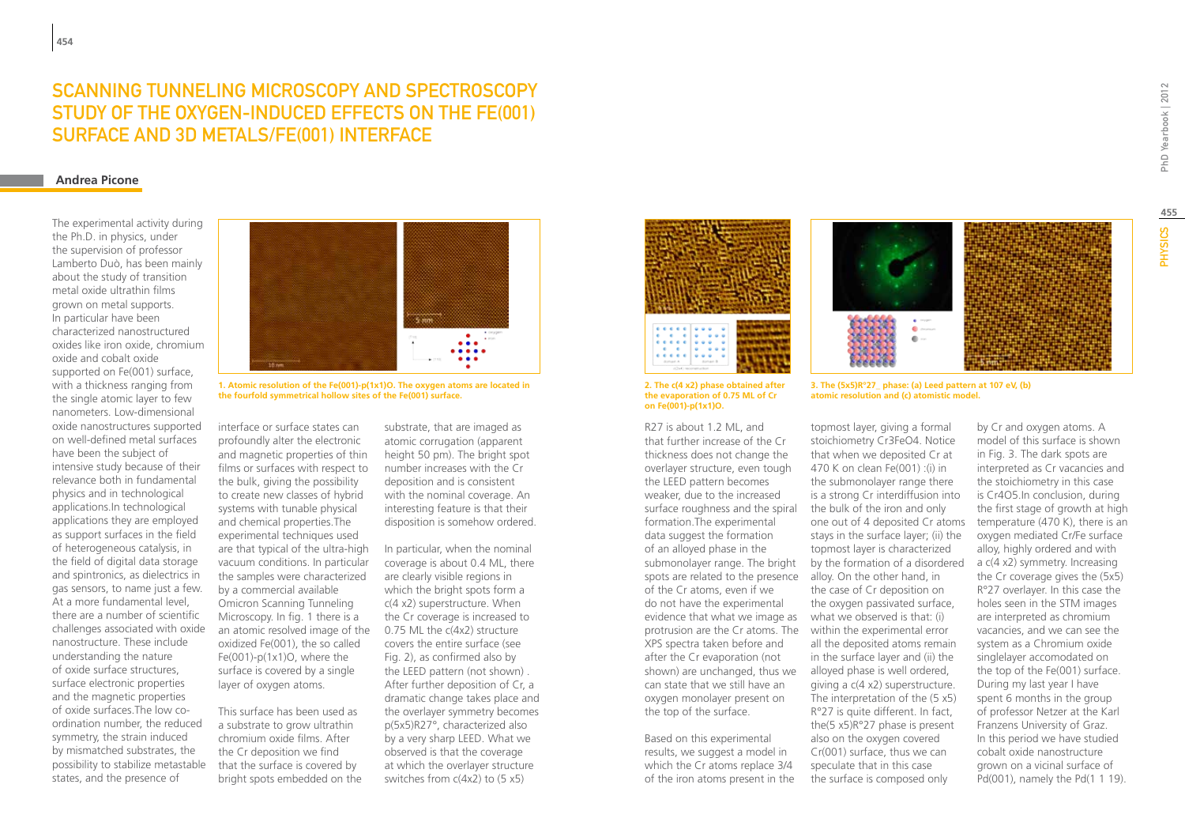# SCANNING TUNNELING MICROSCOPY AND SPECTROSCOPY STUDY OF THE OXYGEN-INDUCED EFFECTS ON THE FE(001) SURFACE AND 3D METALS/FE(001) INTERFACE

**Andrea Picone**

The experimental activity during the Ph.D. in physics, under the supervision of professor Lamberto Duò, has been mainly about the study of transition metal oxide ultrathin films grown on metal supports. In particular have been characterized nanostructured oxides like iron oxide, chromium oxide and cobalt oxide supported on Fe(001) surface, with a thickness ranging from the single atomic layer to few nanometers. Low-dimensional oxide nanostructures supported on well-defined metal surfaces have been the subject of intensive study because of their relevance both in fundamental physics and in technological applications.In technological applications they are employed as support surfaces in the field of heterogeneous catalysis, in the field of digital data storage and spintronics, as dielectrics in gas sensors, to name just a few. At a more fundamental level, there are a number of scientific challenges associated with oxide nanostructure. These include understanding the nature of oxide surface structures, surface electronic properties and the magnetic properties of oxide surfaces.The low co-ordination number, the reduced symmetry, the strain induced by mismatched substrates, the possibility to stabilize metastable states, and the presence of interface or surface states can profoundly alter the electronic and magnetic properties of thin films or surfaces with respect to the bulk, giving the possibility to create new classes of hybrid systems with tunable physical and chemical properties.The experimental techniques used are that typical of the ultra-high vacuum conditions. In particular the samples were characterized by a commercial available Omicron Scanning Tunneling Microscopy. In fig. 1 there is a an atomic resolved image of the oxidized Fe(001), the so called Fe(001)-p(1x1)O, where the surface is covered by a single layer of oxygen atoms.

**1. Atomic resolution of the Fe(001)-p(1x1)O. The oxygen atoms are located in the fourfold symmetrical hollow sites of the Fe(001) surface.**

This surface has been used as a substrate to grow ultrathin chromium oxide films. After the Cr deposition we find that the surface is covered by bright spots embedded on the substrate, that are imaged as atomic corrugation (apparent height 50 pm). The bright spot number increases with the Cr deposition and is consistent with the nominal coverage. An interesting feature is that their disposition is somehow ordered.

In particular, when the nominal coverage is about 0.4 ML, there are clearly visible regions in which the bright spots form a c(4 x2) superstructure. When the Cr coverage is increased to 0.75 ML the c(4x2) structure covers the entire surface (see Fig. 2), as confirmed also by the LEED pattern (not shown) . After further deposition of Cr, a dramatic change takes place and the overlayer symmetry becomes p(5x5)R27°, characterized also by a very sharp LEED. What we observed is that the coverage at which the overlayer structure switches from c(4x2) to (5 x5) R27 is about 1.2 ML, and that further increase of the Cr thickness does not change the overlayer structure, even tough the LEED pattern becomes weaker, due to the increased surface roughness and the spiral formation.The experimental data suggest the formation of an alloyed phase in the submonolayer range. The bright spots are related to the presence of the Cr atoms, even if we do not have the experimental evidence that what we image as protrusion are the Cr atoms. The XPS spectra taken before and after the Cr evaporation (not shown) are unchanged, thus we can state that we still have an oxygen monolayer present on the top of the surface.

**2. The c(4 x2) phase obtained after the evaporation of 0.75 ML of Cr on Fe(001)-p(1x1)O.**

Based on this experimental results, we suggest a model in which the Cr atoms replace 3/4 of the iron atoms present in the topmost layer, giving a formal stoichiometry $Cr_3FeO_4$. Notice that when we deposited Cr at 470 K on clean Fe(001) :(i) in the submonolayer range there is a strong Cr interdiffusion into the bulk of the iron and only one out of 4 deposited Cr atoms stays in the surface layer; (ii) the topmost layer is characterized by the formation of a disordered alloy. On the other hand, in the case of Cr deposition on the oxygen passivated surface, what we observed is that: (i) within the experimental error all the deposited atoms remain in the surface layer and (ii) the alloyed phase is well ordered, giving a c(4 x2) superstructure. The interpretation of the (5 x5) R°27 is quite different. In fact, the(5 x5)R°27 phase is present also on the oxygen covered Cr(001) surface, thus we can speculate that in this case the surface is composed only by Cr and oxygen atoms. A model of this surface is shown in Fig. 3. The dark spots are interpreted as Cr vacancies and the stoichiometry in this case is $Cr_4O_5$.In conclusion, during the first stage of growth at high temperature (470 K), there is an oxygen mediated Cr/Fe surface alloy, highly ordered and with a c(4 x2) symmetry. Increasing the Cr coverage gives the (5x5) R°27 overlayer. In this case the holes seen in the STM images are interpreted as chromium vacancies, and we can see the system as a Chromium oxide singlelayer accomodated on the top of the Fe(001) surface. During my last year I have spent 6 months in the group of professor Netzer at the Karl Franzens University of Graz. In this period we have studied cobalt oxide nanostructure grown on a vicinal surface of Pd(001), namely the Pd(1 1 19).

**3. The (5x5)R°27_ phase: (a) Leed pattern at 107 eV, (b) atomic resolution and (c) atomistic model.**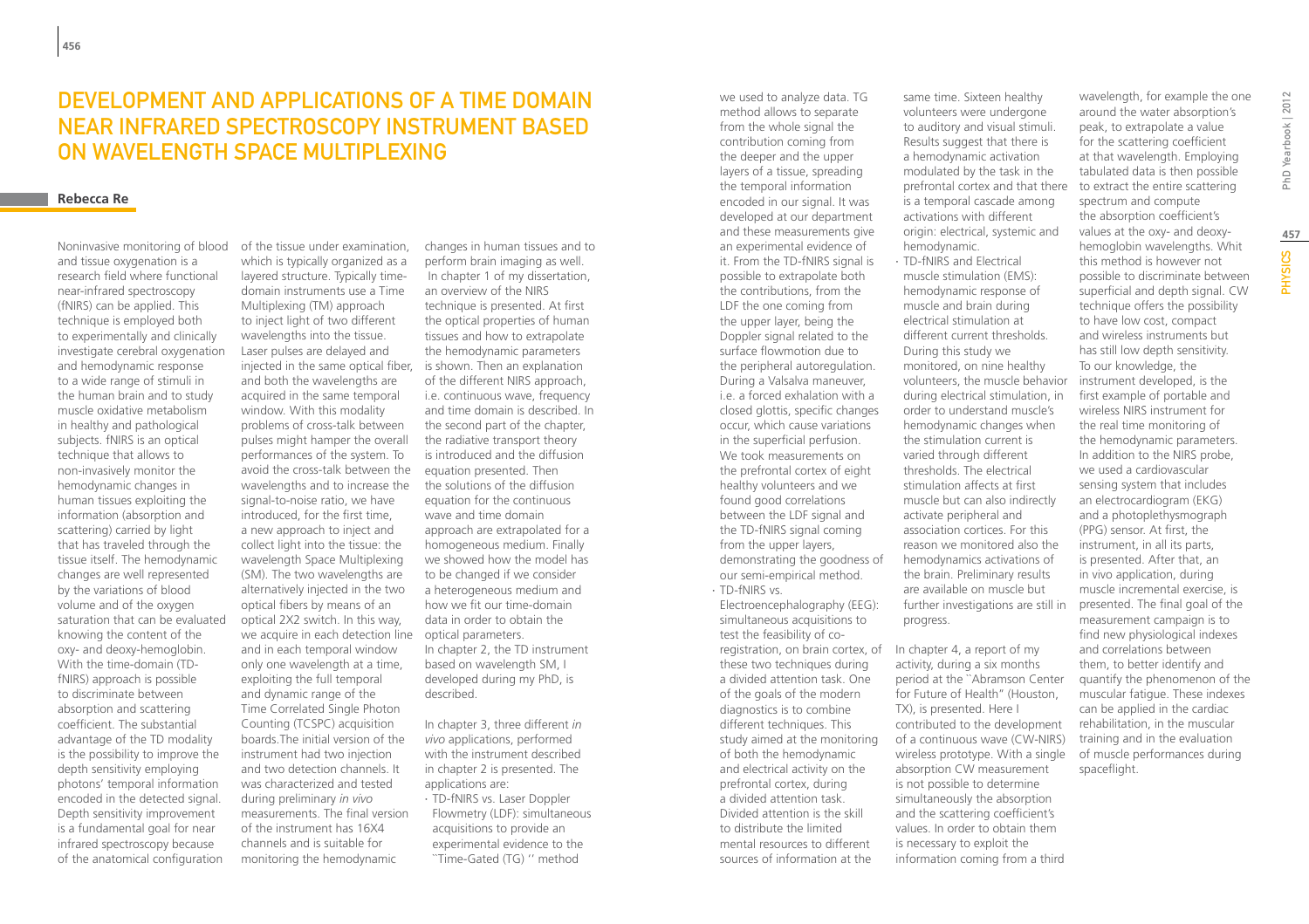# Development and Applications of a Time Domain Near Infrared Spectroscopy Instrument Based on Wavelength Space Multiplexing

## Rebecca Re

Noninvasive monitoring of blood and tissue oxygenation is a research field where functional near-infrared spectroscopy (fNIRS) can be applied. This technique is employed both to experimentally and clinically investigate cerebral oxygenation and hemodynamic response to a wide range of stimuli in the human brain and to study muscle oxidative metabolism in healthy and pathological subjects. fNIRS is an optical technique that allows to non-invasively monitor the hemodynamic changes in human tissues exploiting the information (absorption and scattering) carried by light that has traveled through the tissue itself. The hemodynamic changes are well represented by the variations of blood volume and of the oxygen saturation that can be evaluated knowing the content of the oxy- and deoxy-hemoglobin. With the time-domain (TD-fNIRS) approach is possible to discriminate between absorption and scattering coefficient. The substantial advantage of the TD modality is the possibility to improve the depth sensitivity employing photons' temporal information encoded in the detected signal. Depth sensitivity improvement is a fundamental goal for near infrared spectroscopy because of the anatomical configuration of the tissue under examination, which is typically organized as a layered structure. Typically time-domain instruments use a Time Multiplexing (TM) approach to inject light of two different wavelengths into the tissue. Laser pulses are delayed and injected in the same optical fiber, and both the wavelengths are acquired in the same temporal window. With this modality problems of cross-talk between pulses might hamper the overall performances of the system. To avoid the cross-talk between the wavelengths and to increase the signal-to-noise ratio, we have introduced, for the first time, a new approach to inject and collect light into the tissue: the wavelength Space Multiplexing (SM). The two wavelengths are alternatively injected in the two optical fibers by means of an optical 2X2 switch. In this way, we acquire in each detection line and in each temporal window only one wavelength at a time, exploiting the full temporal and dynamic range of the Time Correlated Single Photon Counting (TCSPC) acquisition boards.The initial version of the instrument had two injection and two detection channels. It was characterized and tested during preliminary *in vivo* measurements. The final version of the instrument has 16X4 channels and is suitable for monitoring the hemodynamic changes in human tissues and to perform brain imaging as well.

In chapter 1 of my dissertation, an overview of the NIRS technique is presented. At first the optical properties of human tissues and how to extrapolate the hemodynamic parameters is shown. Then an explanation of the different NIRS approach, i.e. continuous wave, frequency and time domain is described. In the second part of the chapter, the radiative transport theory is introduced and the diffusion equation presented. Then the solutions of the diffusion equation for the continuous wave and time domain approach are extrapolated for a homogeneous medium. Finally we showed how the model has to be changed if we consider a heterogeneous medium and how we fit our time-domain data in order to obtain the optical parameters.

In chapter 2, the TD instrument based on wavelength SM, I developed during my PhD, is described.

In chapter 3, three different *in vivo* applications, performed with the instrument described in chapter 2 is presented. The applications are:

- TD-fNIRS vs. Laser Doppler Flowmetry (LDF): simultaneous acquisitions to provide an experimental evidence to the "Time-Gated (TG) " method we used to analyze data. TG method allows to separate from the whole signal the contribution coming from the deeper and the upper layers of a tissue, spreading the temporal information encoded in our signal. It was developed at our department and these measurements give an experimental evidence of it. From the TD-fNIRS signal is possible to extrapolate both the contributions, from the LDF the one coming from the upper layer, being the Doppler signal related to the surface flowmotion due to the peripheral autoregulation. During a Valsalva maneuver, i.e. a forced exhalation with a closed glottis, specific changes occur, which cause variations in the superficial perfusion. We took measurements on the prefrontal cortex of eight healthy volunteers and we found good correlations between the LDF signal and the TD-fNIRS signal coming from the upper layers, demonstrating the goodness of our semi-empirical method.
- TD-fNIRS vs. Electroencephalography (EEG): simultaneous acquisitions to test the feasibility of co-registration, on brain cortex, of these two techniques during a divided attention task. One of the goals of the modern diagnostics is to combine different techniques. This study aimed at the monitoring of both the hemodynamic and electrical activity on the prefrontal cortex, during a divided attention task. Divided attention is the skill to distribute the limited mental resources to different sources of information at the same time. Sixteen healthy volunteers were undergone to auditory and visual stimuli. Results suggest that there is a hemodynamic activation modulated by the task in the prefrontal cortex and that there is a temporal cascade among activations with different origin: electrical, systemic and hemodynamic.
- TD-fNIRS and Electrical muscle stimulation (EMS): hemodynamic response of muscle and brain during electrical stimulation at different current thresholds. During this study we monitored, on nine healthy volunteers, the muscle behavior during electrical stimulation, in order to understand muscle's hemodynamic changes when the stimulation current is varied through different thresholds. The electrical stimulation affects at first muscle but can also indirectly activate peripheral and association cortices. For this reason we monitored also the hemodynamics activations of the brain. Preliminary results are available on muscle but further investigations are still in progress.

In chapter 4, a report of my activity, during a six months period at the "Abramson Center for Future of Health" (Houston, TX), is presented. Here I contributed to the development of a continuous wave (CW-NIRS) wireless prototype. With a single absorption CW measurement is not possible to determine simultaneously the absorption and the scattering coefficient's values. In order to obtain them is necessary to exploit the information coming from a third wavelength, for example the one around the water absorption's peak, to extrapolate a value for the scattering coefficient at that wavelength. Employing tabulated data is then possible to extract the entire scattering spectrum and compute the absorption coefficient's values at the oxy- and deoxy-hemoglobin wavelengths. Whit this method is however not possible to discriminate between superficial and depth signal. CW technique offers the possibility to have low cost, compact and wireless instruments but has still low depth sensitivity. To our knowledge, the instrument developed, is the first example of portable and wireless NIRS instrument for the real time monitoring of the hemodynamic parameters. In addition to the NIRS probe, we used a cardiovascular sensing system that includes an electrocardiogram (EKG) and a photoplethysmograph (PPG) sensor. At first, the instrument, in all its parts, is presented. After that, an in vivo application, during muscle incremental exercise, is presented. The final goal of the measurement campaign is to find new physiological indexes and correlations between them, to better identify and quantify the phenomenon of the muscular fatigue. These indexes can be applied in the cardiac rehabilitation, in the muscular training and in the evaluation of muscle performances during spaceflight.